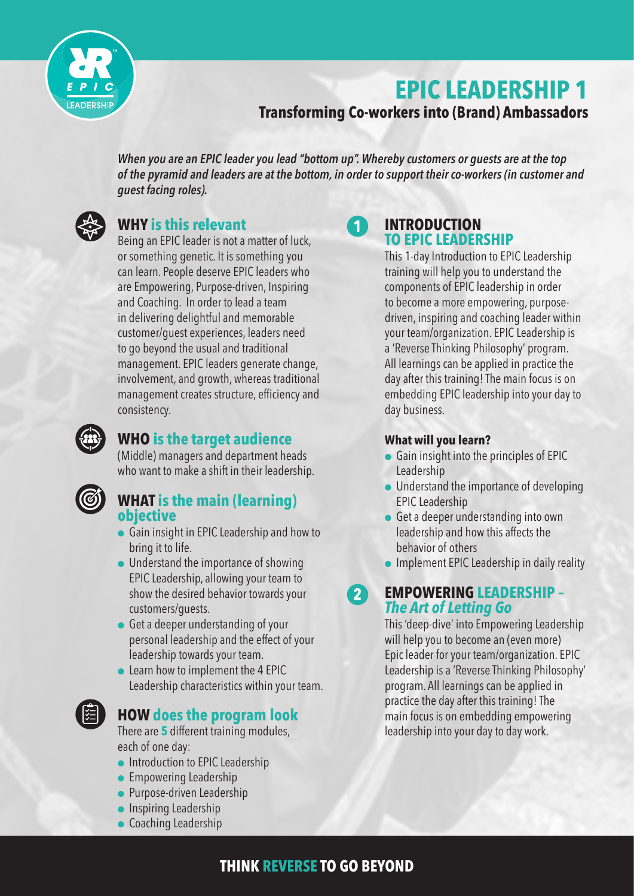# EPIC LEADERSHIP 1

## Transforming Co-workers into (Brand) Ambassadors

*When you are an EPIC leader you lead "bottom up". Whereby customers or guests are at the top of the pyramid and leaders are at the bottom, in order to support their co-workers (in customer and guest facing roles).*

### WHY is this relevant

Being an EPIC leader is not a matter of luck, or something genetic. It is something you can learn. People deserve EPIC leaders who are Empowering, Purpose-driven, Inspiring and Coaching. In order to lead a team in delivering delightful and memorable customer/guest experiences, leaders need to go beyond the usual and traditional management. EPIC leaders generate change, involvement, and growth, whereas traditional management creates structure, efficiency and consistency.

### WHO is the target audience

(Middle) managers and department heads who want to make a shift in their leadership.

### WHAT is the main (learning) objective

- Gain insight in EPIC Leadership and how to bring it to life.
- Understand the importance of showing EPIC Leadership, allowing your team to show the desired behavior towards your customers/guests.
- Get a deeper understanding of your personal leadership and the effect of your leadership towards your team.
- Learn how to implement the 4 EPIC Leadership characteristics within your team.

### HOW does the program look

There are **5** different training modules, each of one day:

- Introduction to EPIC Leadership
- Empowering Leadership
- Purpose-driven Leadership
- Inspiring Leadership
- Coaching Leadership

### 1 INTRODUCTION TO EPIC LEADERSHIP

This 1-day Introduction to EPIC Leadership training will help you to understand the components of EPIC leadership in order to become a more empowering, purpose-driven, inspiring and coaching leader within your team/organization. EPIC Leadership is a 'Reverse Thinking Philosophy' program. All learnings can be applied in practice the day after this training! The main focus is on embedding EPIC leadership into your day to day business.

**What will you learn?**

- Gain insight into the principles of EPIC Leadership
- Understand the importance of developing EPIC Leadership
- Get a deeper understanding into own leadership and how this affects the behavior of others
- Implement EPIC Leadership in daily reality

### 2 EMPOWERING LEADERSHIP – *The Art of Letting Go*

This 'deep-dive' into Empowering Leadership will help you to become an (even more) Epic leader for your team/organization. EPIC Leadership is a 'Reverse Thinking Philosophy' program. All learnings can be applied in practice the day after this training! The main focus is on embedding empowering leadership into your day to day work.

**THINK REVERSE TO GO BEYOND**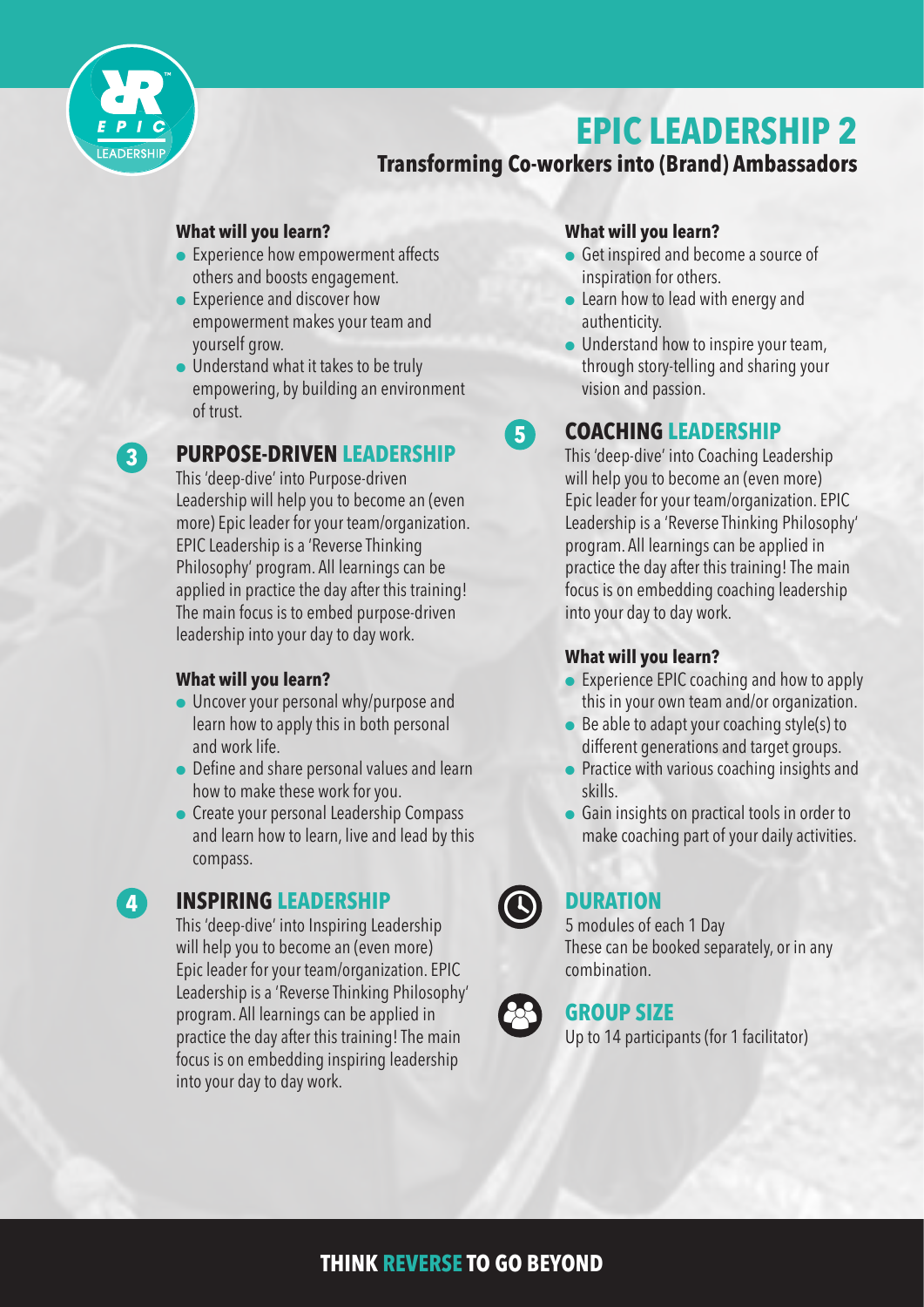# EPIC LEADERSHIP 2

## Transforming Co-workers into (Brand) Ambassadors

**What will you learn?**

- Experience how empowerment affects others and boosts engagement.
- Experience and discover how empowerment makes your team and yourself grow.
- Understand what it takes to be truly empowering, by building an environment of trust.

### 3 PURPOSE-DRIVEN LEADERSHIP

This 'deep-dive' into Purpose-driven Leadership will help you to become an (even more) Epic leader for your team/organization. EPIC Leadership is a 'Reverse Thinking Philosophy' program. All learnings can be applied in practice the day after this training! The main focus is to embed purpose-driven leadership into your day to day work.

**What will you learn?**

- Uncover your personal why/purpose and learn how to apply this in both personal and work life.
- Define and share personal values and learn how to make these work for you.
- Create your personal Leadership Compass and learn how to learn, live and lead by this compass.

### 4 INSPIRING LEADERSHIP

This 'deep-dive' into Inspiring Leadership will help you to become an (even more) Epic leader for your team/organization. EPIC Leadership is a 'Reverse Thinking Philosophy' program. All learnings can be applied in practice the day after this training! The main focus is on embedding inspiring leadership into your day to day work.

**What will you learn?**

- Get inspired and become a source of inspiration for others.
- Learn how to lead with energy and authenticity.
- Understand how to inspire your team, through story-telling and sharing your vision and passion.

### 5 COACHING LEADERSHIP

This 'deep-dive' into Coaching Leadership will help you to become an (even more) Epic leader for your team/organization. EPIC Leadership is a 'Reverse Thinking Philosophy' program. All learnings can be applied in practice the day after this training! The main focus is on embedding coaching leadership into your day to day work.

**What will you learn?**

- Experience EPIC coaching and how to apply this in your own team and/or organization.
- Be able to adapt your coaching style(s) to different generations and target groups.
- Practice with various coaching insights and skills.
- Gain insights on practical tools in order to make coaching part of your daily activities.

### DURATION

5 modules of each 1 Day
These can be booked separately, or in any combination.

### GROUP SIZE

Up to 14 participants (for 1 facilitator)

**THINK REVERSE TO GO BEYOND**